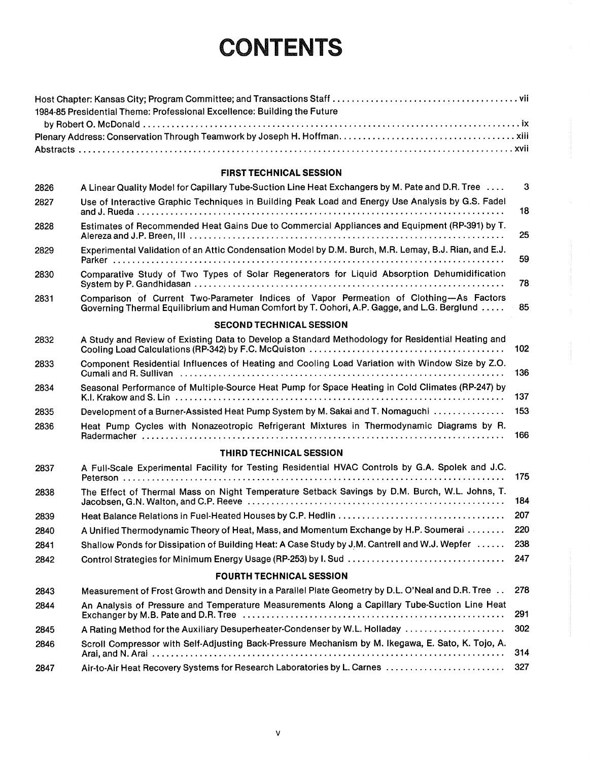# CONTENTS

Host Chapter: Kansas City; Program Committee; and Transactions Staff ........ vii

1984-85 Presidential Theme: Professional Excellence: Building the Future by Robert O. McDonald ........ ix

Plenary Address: Conservation Through Teamwork by Joseph H. Hoffman ........ xiii

Abstracts ........ xvii

## FIRST TECHNICAL SESSION

| | | |
|---|---|---|
| 2826 | A Linear Quality Model for Capillary Tube-Suction Line Heat Exchangers by M. Pate and D.R. Tree | 3 |
| 2827 | Use of Interactive Graphic Techniques in Building Peak Load and Energy Use Analysis by G.S. Fadel and J. Rueda | 18 |
| 2828 | Estimates of Recommended Heat Gains Due to Commercial Appliances and Equipment (RP-391) by T. Alereza and J.P. Breen, III | 25 |
| 2829 | Experimental Validation of an Attic Condensation Model by D.M. Burch, M.R. Lemay, B.J. Rian, and E.J. Parker | 59 |
| 2830 | Comparative Study of Two Types of Solar Regenerators for Liquid Absorption Dehumidification System by P. Gandhidasan | 78 |
| 2831 | Comparison of Current Two-Parameter Indices of Vapor Permeation of Clothing—As Factors Governing Thermal Equilibrium and Human Comfort by T. Oohori, A.P. Gagge, and L.G. Berglund | 85 |

## SECOND TECHNICAL SESSION

| | | |
|---|---|---|
| 2832 | A Study and Review of Existing Data to Develop a Standard Methodology for Residential Heating and Cooling Load Calculations (RP-342) by F.C. McQuiston | 102 |
| 2833 | Component Residential Influences of Heating and Cooling Load Variation with Window Size by Z.O. Cumali and R. Sullivan | 136 |
| 2834 | Seasonal Performance of Multiple-Source Heat Pump for Space Heating in Cold Climates (RP-247) by K.I. Krakow and S. Lin | 137 |
| 2835 | Development of a Burner-Assisted Heat Pump System by M. Sakai and T. Nomaguchi | 153 |
| 2836 | Heat Pump Cycles with Nonazeotropic Refrigerant Mixtures in Thermodynamic Diagrams by R. Radermacher | 166 |

## THIRD TECHNICAL SESSION

| | | |
|---|---|---|
| 2837 | A Full-Scale Experimental Facility for Testing Residential HVAC Controls by G.A. Spolek and J.C. Peterson | 175 |
| 2838 | The Effect of Thermal Mass on Night Temperature Setback Savings by D.M. Burch, W.L. Johns, T. Jacobsen, G.N. Walton, and C.P. Reeve | 184 |
| 2839 | Heat Balance Relations in Fuel-Heated Houses by C.P. Hedlin | 207 |
| 2840 | A Unified Thermodynamic Theory of Heat, Mass, and Momentum Exchange by H.P. Soumerai | 220 |
| 2841 | Shallow Ponds for Dissipation of Building Heat: A Case Study by J.M. Cantrell and W.J. Wepfer | 238 |
| 2842 | Control Strategies for Minimum Energy Usage (RP-253) by I. Sud | 247 |

## FOURTH TECHNICAL SESSION

| | | |
|---|---|---|
| 2843 | Measurement of Frost Growth and Density in a Parallel Plate Geometry by D.L. O'Neal and D.R. Tree | 278 |
| 2844 | An Analysis of Pressure and Temperature Measurements Along a Capillary Tube-Suction Line Heat Exchanger by M.B. Pate and D.R. Tree | 291 |
| 2845 | A Rating Method for the Auxiliary Desuperheater-Condenser by W.L. Holladay | 302 |
| 2846 | Scroll Compressor with Self-Adjusting Back-Pressure Mechanism by M. Ikegawa, E. Sato, K. Tojo, A. Arai, and N. Arai | 314 |
| 2847 | Air-to-Air Heat Recovery Systems for Research Laboratories by L. Carnes | 327 |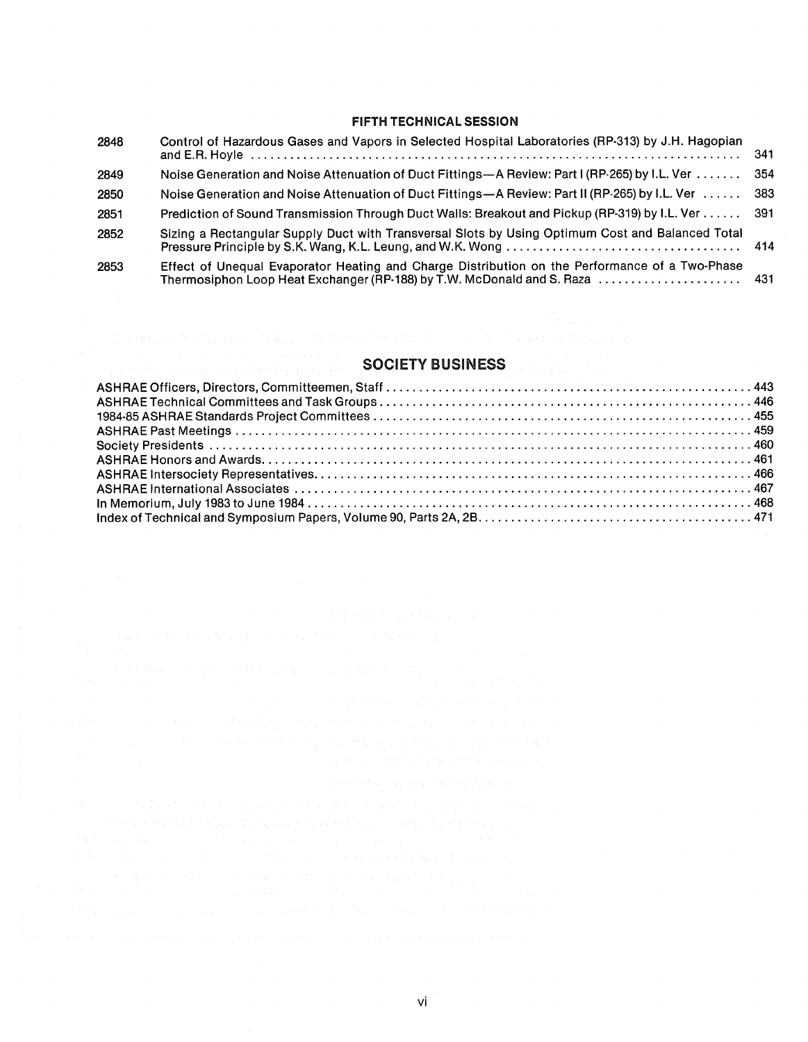## FIFTH TECHNICAL SESSION

| | | |
|---|---|---|
| 2848 | Control of Hazardous Gases and Vapors in Selected Hospital Laboratories (RP-313) by J.H. Hagopian and E.R. Hoyle | 341 |
| 2849 | Noise Generation and Noise Attenuation of Duct Fittings—A Review: Part I (RP-265) by I.L. Ver | 354 |
| 2850 | Noise Generation and Noise Attenuation of Duct Fittings—A Review: Part II (RP-265) by I.L. Ver | 383 |
| 2851 | Prediction of Sound Transmission Through Duct Walls: Breakout and Pickup (RP-319) by I.L. Ver | 391 |
| 2852 | Sizing a Rectangular Supply Duct with Transversal Slots by Using Optimum Cost and Balanced Total Pressure Principle by S.K. Wang, K.L. Leung, and W.K. Wong | 414 |
| 2853 | Effect of Unequal Evaporator Heating and Charge Distribution on the Performance of a Two-Phase Thermosiphon Loop Heat Exchanger (RP-188) by T.W. McDonald and S. Raza | 431 |

## SOCIETY BUSINESS

| | |
|---|---|
| ASHRAE Officers, Directors, Committeemen, Staff | 443 |
| ASHRAE Technical Committees and Task Groups | 446 |
| 1984-85 ASHRAE Standards Project Committees | 455 |
| ASHRAE Past Meetings | 459 |
| Society Presidents | 460 |
| ASHRAE Honors and Awards | 461 |
| ASHRAE Intersociety Representatives | 466 |
| ASHRAE International Associates | 467 |
| In Memorium, July 1983 to June 1984 | 468 |
| Index of Technical and Symposium Papers, Volume 90, Parts 2A, 2B | 471 |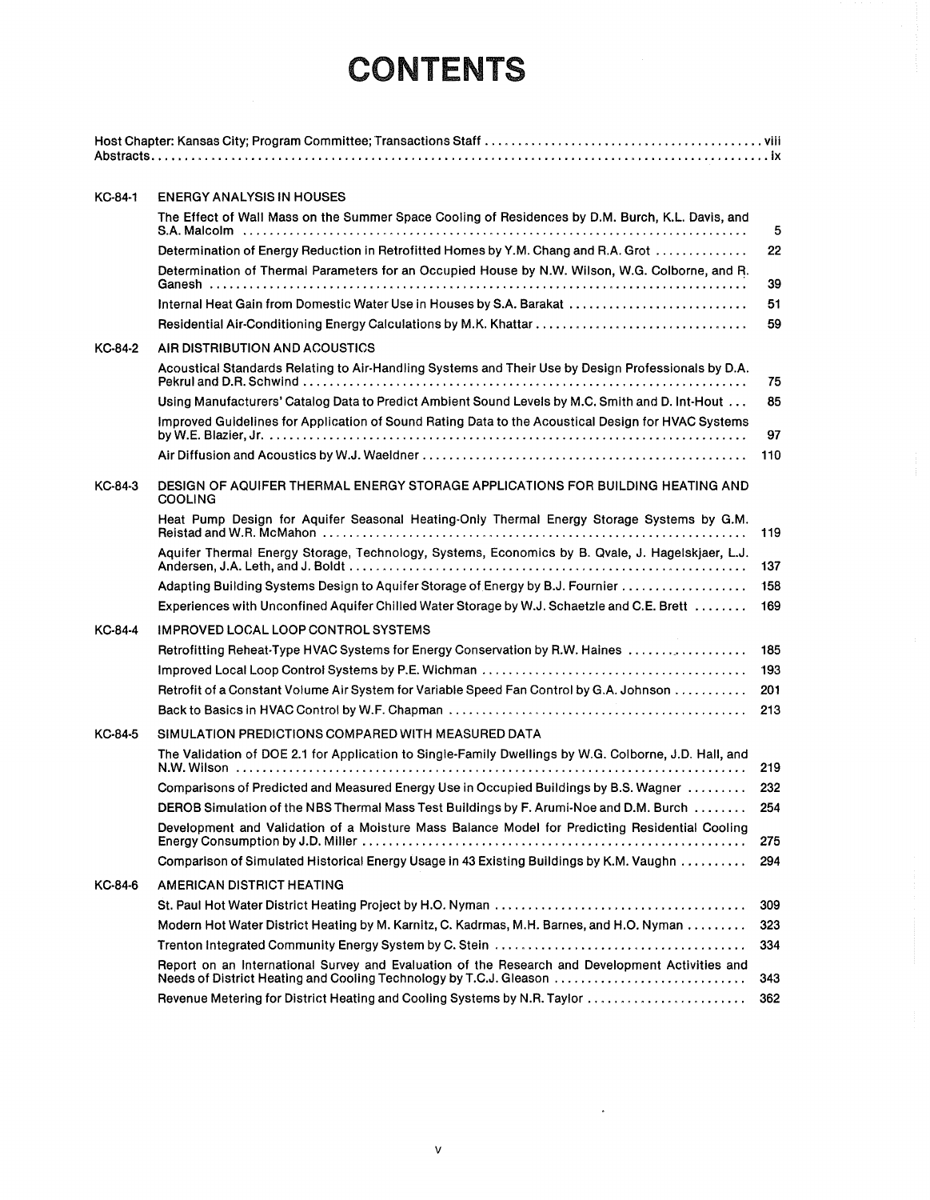# CONTENTS

Host Chapter: Kansas City; Program Committee; Transactions Staff . . . viii
Abstracts . . . ix

**KC-84-1 ENERGY ANALYSIS IN HOUSES**

| | |
|---|---|
| The Effect of Wall Mass on the Summer Space Cooling of Residences by D.M. Burch, K.L. Davis, and S.A. Malcolm | 5 |
| Determination of Energy Reduction in Retrofitted Homes by Y.M. Chang and R.A. Grot | 22 |
| Determination of Thermal Parameters for an Occupied House by N.W. Wilson, W.G. Colborne, and R. Ganesh | 39 |
| Internal Heat Gain from Domestic Water Use in Houses by S.A. Barakat | 51 |
| Residential Air-Conditioning Energy Calculations by M.K. Khattar | 59 |

**KC-84-2 AIR DISTRIBUTION AND ACOUSTICS**

| | |
|---|---|
| Acoustical Standards Relating to Air-Handling Systems and Their Use by Design Professionals by D.A. Pekrul and D.R. Schwind | 75 |
| Using Manufacturers' Catalog Data to Predict Ambient Sound Levels by M.C. Smith and D. Int-Hout | 85 |
| Improved Guidelines for Application of Sound Rating Data to the Acoustical Design for HVAC Systems by W.E. Blazier, Jr. | 97 |
| Air Diffusion and Acoustics by W.J. Waeldner | 110 |

**KC-84-3 DESIGN OF AQUIFER THERMAL ENERGY STORAGE APPLICATIONS FOR BUILDING HEATING AND COOLING**

| | |
|---|---|
| Heat Pump Design for Aquifer Seasonal Heating-Only Thermal Energy Storage Systems by G.M. Reistad and W.R. McMahon | 119 |
| Aquifer Thermal Energy Storage, Technology, Systems, Economics by B. Qvale, J. Hagelskjaer, L.J. Andersen, J.A. Leth, and J. Boldt | 137 |
| Adapting Building Systems Design to Aquifer Storage of Energy by B.J. Fournier | 158 |
| Experiences with Unconfined Aquifer Chilled Water Storage by W.J. Schaetzle and C.E. Brett | 169 |

**KC-84-4 IMPROVED LOCAL LOOP CONTROL SYSTEMS**

| | |
|---|---|
| Retrofitting Reheat-Type HVAC Systems for Energy Conservation by R.W. Haines | 185 |
| Improved Local Loop Control Systems by P.E. Wichman | 193 |
| Retrofit of a Constant Volume Air System for Variable Speed Fan Control by G.A. Johnson | 201 |
| Back to Basics in HVAC Control by W.F. Chapman | 213 |

**KC-84-5 SIMULATION PREDICTIONS COMPARED WITH MEASURED DATA**

| | |
|---|---|
| The Validation of DOE 2.1 for Application to Single-Family Dwellings by W.G. Colborne, J.D. Hall, and N.W. Wilson | 219 |
| Comparisons of Predicted and Measured Energy Use in Occupied Buildings by B.S. Wagner | 232 |
| DEROB Simulation of the NBS Thermal Mass Test Buildings by F. Arumi-Noe and D.M. Burch | 254 |
| Development and Validation of a Moisture Mass Balance Model for Predicting Residential Cooling Energy Consumption by J.D. Miller | 275 |
| Comparison of Simulated Historical Energy Usage in 43 Existing Buildings by K.M. Vaughn | 294 |

**KC-84-6 AMERICAN DISTRICT HEATING**

| | |
|---|---|
| St. Paul Hot Water District Heating Project by H.O. Nyman | 309 |
| Modern Hot Water District Heating by M. Karnitz, C. Kadrmas, M.H. Barnes, and H.O. Nyman | 323 |
| Trenton Integrated Community Energy System by C. Stein | 334 |
| Report on an International Survey and Evaluation of the Research and Development Activities and Needs of District Heating and Cooling Technology by T.C.J. Gleason | 343 |
| Revenue Metering for District Heating and Cooling Systems by N.R. Taylor | 362 |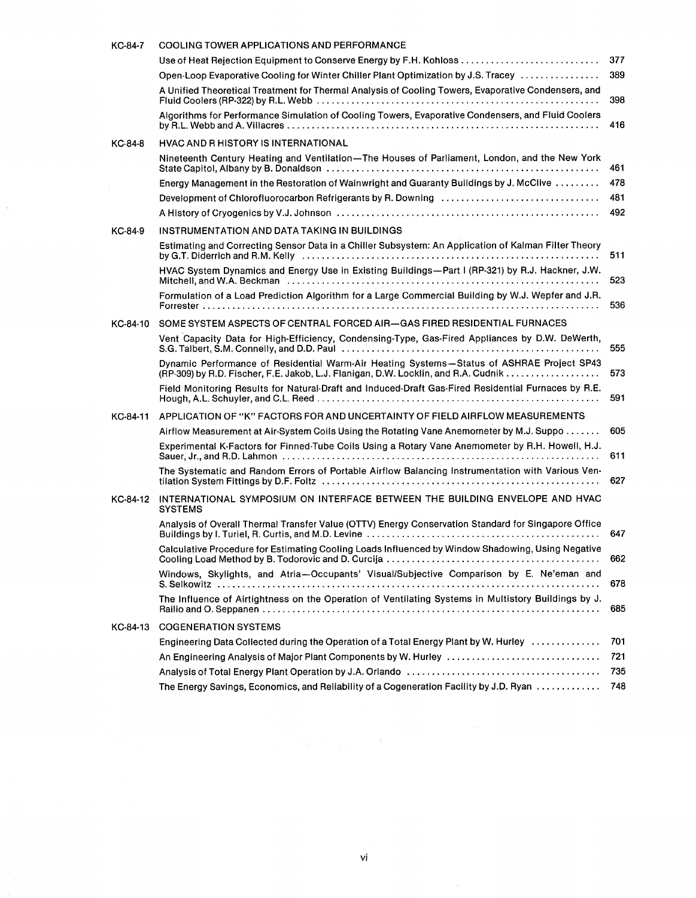**KC-84-7 COOLING TOWER APPLICATIONS AND PERFORMANCE**

- Use of Heat Rejection Equipment to Conserve Energy by F.H. Kohloss ............................ 377
- Open-Loop Evaporative Cooling for Winter Chiller Plant Optimization by J.S. Tracey ................ 389
- A Unified Theoretical Treatment for Thermal Analysis of Cooling Towers, Evaporative Condensers, and Fluid Coolers (RP-322) by R.L. Webb ............................ 398
- Algorithms for Performance Simulation of Cooling Towers, Evaporative Condensers, and Fluid Coolers by R.L. Webb and A. Villacres ............................ 416

**KC-84-8 HVAC AND R HISTORY IS INTERNATIONAL**

- Nineteenth Century Heating and Ventilation—The Houses of Parliament, London, and the New York State Capitol, Albany by B. Donaldson ............................ 461
- Energy Management in the Restoration of Wainwright and Guaranty Buildings by J. McClive ......... 478
- Development of Chlorofluorocarbon Refrigerants by R. Downing ............................ 481
- A History of Cryogenics by V.J. Johnson ............................ 492

**KC-84-9 INSTRUMENTATION AND DATA TAKING IN BUILDINGS**

- Estimating and Correcting Sensor Data in a Chiller Subsystem: An Application of Kalman Filter Theory by G.T. Diderrich and R.M. Kelly ............................ 511
- HVAC System Dynamics and Energy Use in Existing Buildings—Part I (RP-321) by R.J. Hackner, J.W. Mitchell, and W.A. Beckman ............................ 523
- Formulation of a Load Prediction Algorithm for a Large Commercial Building by W.J. Wepfer and J.R. Forrester ............................ 536

**KC-84-10 SOME SYSTEM ASPECTS OF CENTRAL FORCED AIR—GAS FIRED RESIDENTIAL FURNACES**

- Vent Capacity Data for High-Efficiency, Condensing-Type, Gas-Fired Appliances by D.W. DeWerth, S.G. Talbert, S.M. Connelly, and D.D. Paul ............................ 555
- Dynamic Performance of Residential Warm-Air Heating Systems—Status of ASHRAE Project SP43 (RP-309) by R.D. Fischer, F.E. Jakob, L.J. Flanigan, D.W. Locklin, and R.A. Cudnik .................. 573
- Field Monitoring Results for Natural-Draft and Induced-Draft Gas-Fired Residential Furnaces by R.E. Hough, A.L. Schuyler, and C.L. Reed ............................ 591

**KC-84-11 APPLICATION OF "K" FACTORS FOR AND UNCERTAINTY OF FIELD AIRFLOW MEASUREMENTS**

- Airflow Measurement at Air-System Coils Using the Rotating Vane Anemometer by M.J. Suppo ....... 605
- Experimental K-Factors for Finned-Tube Coils Using a Rotary Vane Anemometer by R.H. Howell, H.J. Sauer, Jr., and R.D. Lahmon ............................ 611
- The Systematic and Random Errors of Portable Airflow Balancing Instrumentation with Various Ventilation System Fittings by D.F. Foltz ............................ 627

**KC-84-12 INTERNATIONAL SYMPOSIUM ON INTERFACE BETWEEN THE BUILDING ENVELOPE AND HVAC SYSTEMS**

- Analysis of Overall Thermal Transfer Value (OTTV) Energy Conservation Standard for Singapore Office Buildings by I. Turiel, R. Curtis, and M.D. Levine ............................ 647
- Calculative Procedure for Estimating Cooling Loads Influenced by Window Shadowing, Using Negative Cooling Load Method by B. Todorovic and D. Curcija ............................ 662
- Windows, Skylights, and Atria—Occupants' Visual/Subjective Comparison by E. Ne'eman and S. Selkowitz ............................ 678
- The Influence of Airtightness on the Operation of Ventilating Systems in Multistory Buildings by J. Railio and O. Seppanen ............................ 685

**KC-84-13 COGENERATION SYSTEMS**

- Engineering Data Collected during the Operation of a Total Energy Plant by W. Hurley .............. 701
- An Engineering Analysis of Major Plant Components by W. Hurley ............................ 721
- Analysis of Total Energy Plant Operation by J.A. Orlando ............................ 735
- The Energy Savings, Economics, and Reliability of a Cogeneration Facility by J.D. Ryan ............. 748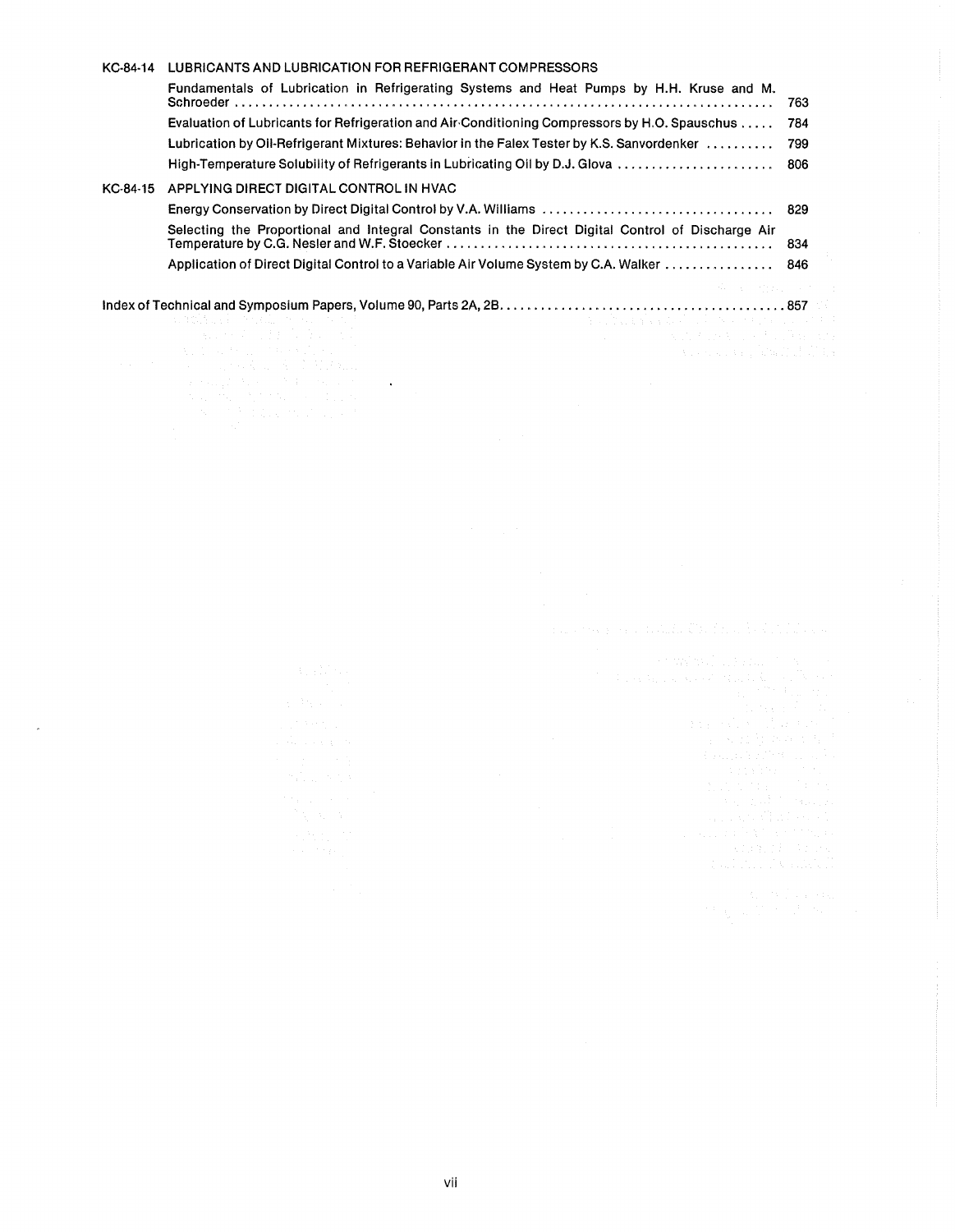KC-84-14 LUBRICANTS AND LUBRICATION FOR REFRIGERANT COMPRESSORS

- Fundamentals of Lubrication in Refrigerating Systems and Heat Pumps by H.H. Kruse and M. Schroeder ........ 763
- Evaluation of Lubricants for Refrigeration and Air-Conditioning Compressors by H.O. Spauschus ..... 784
- Lubrication by Oil-Refrigerant Mixtures: Behavior in the Falex Tester by K.S. Sanvordenker .......... 799
- High-Temperature Solubility of Refrigerants in Lubricating Oil by D.J. Glova ........ 806

KC-84-15 APPLYING DIRECT DIGITAL CONTROL IN HVAC

- Energy Conservation by Direct Digital Control by V.A. Williams ........ 829
- Selecting the Proportional and Integral Constants in the Direct Digital Control of Discharge Air Temperature by C.G. Nesler and W.F. Stoecker ........ 834
- Application of Direct Digital Control to a Variable Air Volume System by C.A. Walker ........ 846

Index of Technical and Symposium Papers, Volume 90, Parts 2A, 2B........ 857